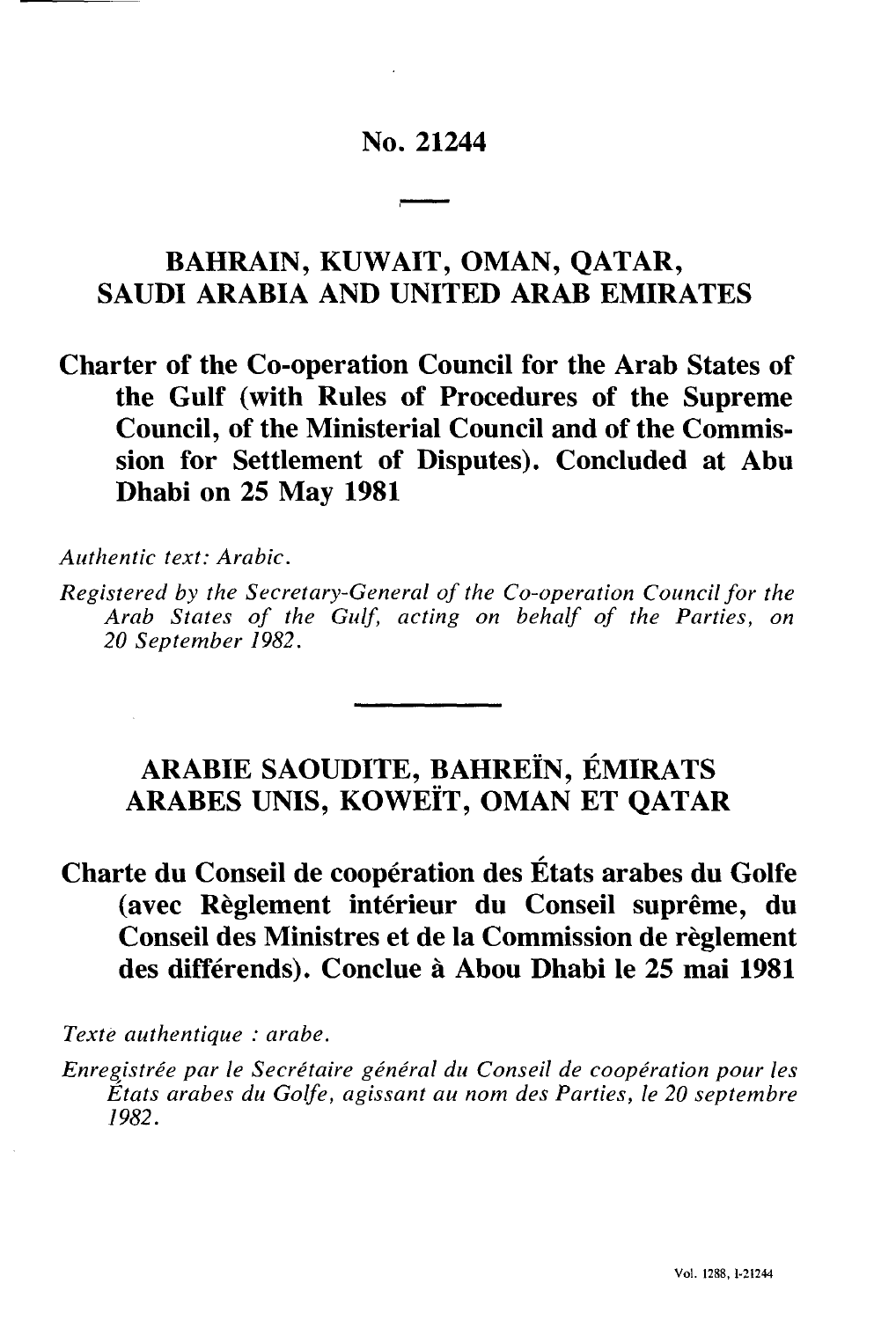# No. 21244

## BAHRAIN, KUWAIT, OMAN, QATAR, SAUDI ARABIA AND UNITED ARAB EMIRATES

**Charter of the Co-operation Council for the Arab States of the Gulf (with Rules of Procedures of the Supreme Council, of the Ministerial Council and of the Commission for Settlement of Disputes). Concluded at Abu Dhabi on 25 May 1981**

*Authentic text: Arabic.*

*Registered by the Secretary-General of the Co-operation Council for the Arab States of the Gulf, acting on behalf of the Parties, on 20 September 1982.*

## ARABIE SAOUDITE, BAHREÏN, ÉMIRATS ARABES UNIS, KOWEÏT, OMAN ET QATAR

**Charte du Conseil de coopération des États arabes du Golfe (avec Règlement intérieur du Conseil suprême, du Conseil des Ministres et de la Commission de règlement des différends). Conclue à Abou Dhabi le 25 mai 1981**

*Texte authentique : arabe.*

*Enregistrée par le Secrétaire général du Conseil de coopération pour les États arabes du Golfe, agissant au nom des Parties, le 20 septembre 1982.*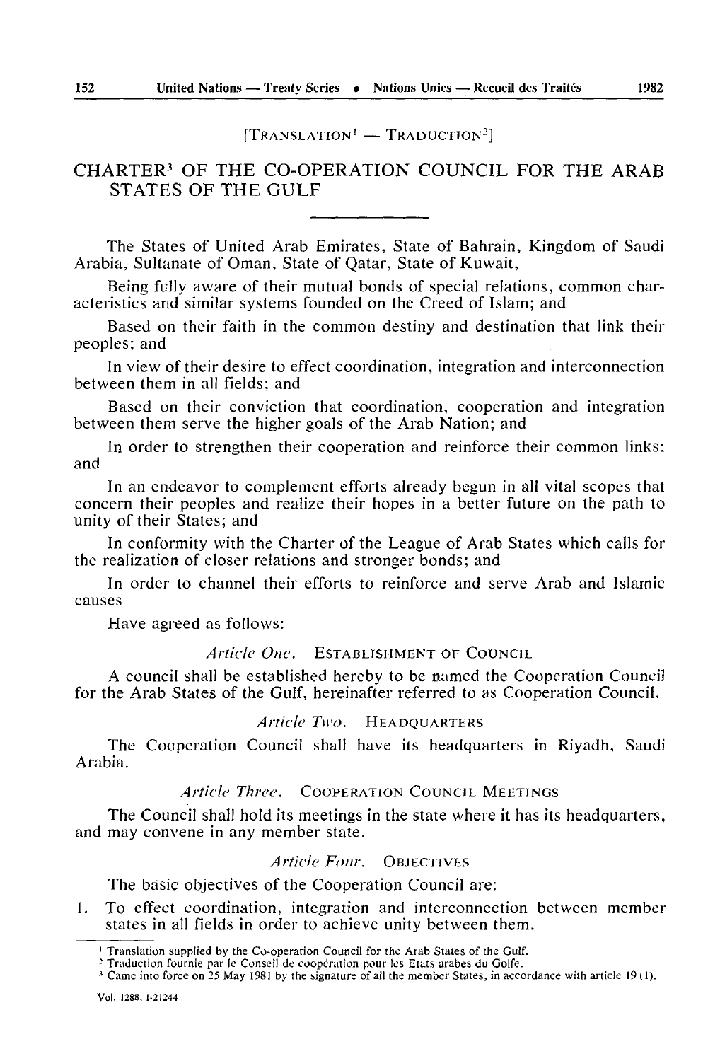[TRANSLATION[1] — TRADUCTION[2]]

# CHARTER[3] OF THE CO-OPERATION COUNCIL FOR THE ARAB STATES OF THE GULF

The States of United Arab Emirates, State of Bahrain, Kingdom of Saudi Arabia, Sultanate of Oman, State of Qatar, State of Kuwait,

Being fully aware of their mutual bonds of special relations, common characteristics and similar systems founded on the Creed of Islam; and

Based on their faith in the common destiny and destination that link their peoples; and

In view of their desire to effect coordination, integration and interconnection between them in all fields; and

Based on their conviction that coordination, cooperation and integration between them serve the higher goals of the Arab Nation; and

In order to strengthen their cooperation and reinforce their common links; and

In an endeavor to complement efforts already begun in all vital scopes that concern their peoples and realize their hopes in a better future on the path to unity of their States; and

In conformity with the Charter of the League of Arab States which calls for the realization of closer relations and stronger bonds; and

In order to channel their efforts to reinforce and serve Arab and Islamic causes

Have agreed as follows:

### *Article One.* ESTABLISHMENT OF COUNCIL

A council shall be established hereby to be named the Cooperation Council for the Arab States of the Gulf, hereinafter referred to as Cooperation Council.

### *Article Two.* HEADQUARTERS

The Cooperation Council shall have its headquarters in Riyadh, Saudi Arabia.

### *Article Three.* COOPERATION COUNCIL MEETINGS

The Council shall hold its meetings in the state where it has its headquarters, and may convene in any member state.

### *Article Four.* OBJECTIVES

The basic objectives of the Cooperation Council are:

1. To effect coordination, integration and interconnection between member states in all fields in order to achieve unity between them.

---

[1] Translation supplied by the Co-operation Council for the Arab States of the Gulf.

[2] Traduction fournie par le Conseil de coopération pour les Etats arabes du Golfe.

[3] Came into force on 25 May 1981 by the signature of all the member States, in accordance with article 19 (1).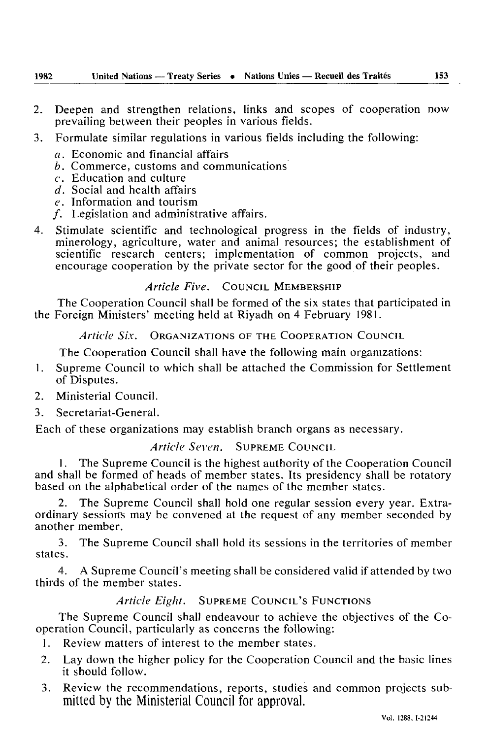2. Deepen and strengthen relations, links and scopes of cooperation now prevailing between their peoples in various fields.
3. Formulate similar regulations in various fields including the following:
   - *a.* Economic and financial affairs
   - *b.* Commerce, customs and communications
   - *c.* Education and culture
   - *d.* Social and health affairs
   - *e.* Information and tourism
   - *f.* Legislation and administrative affairs.
4. Stimulate scientific and technological progress in the fields of industry, minerology, agriculture, water and animal resources; the establishment of scientific research centers; implementation of common projects, and encourage cooperation by the private sector for the good of their peoples.

### *Article Five.* COUNCIL MEMBERSHIP

The Cooperation Council shall be formed of the six states that participated in the Foreign Ministers' meeting held at Riyadh on 4 February 1981.

### *Article Six.* ORGANIZATIONS OF THE COOPERATION COUNCIL

The Cooperation Council shall have the following main organizations:

1. Supreme Council to which shall be attached the Commission for Settlement of Disputes.
2. Ministerial Council.
3. Secretariat-General.

Each of these organizations may establish branch organs as necessary.

### *Article Seven.* SUPREME COUNCIL

1. The Supreme Council is the highest authority of the Cooperation Council and shall be formed of heads of member states. Its presidency shall be rotatory based on the alphabetical order of the names of the member states.

2. The Supreme Council shall hold one regular session every year. Extraordinary sessions may be convened at the request of any member seconded by another member.

3. The Supreme Council shall hold its sessions in the territories of member states.

4. A Supreme Council's meeting shall be considered valid if attended by two thirds of the member states.

### *Article Eight.* SUPREME COUNCIL'S FUNCTIONS

The Supreme Council shall endeavour to achieve the objectives of the Cooperation Council, particularly as concerns the following:

1. Review matters of interest to the member states.
2. Lay down the higher policy for the Cooperation Council and the basic lines it should follow.
3. Review the recommendations, reports, studies and common projects submitted by the Ministerial Council for approval.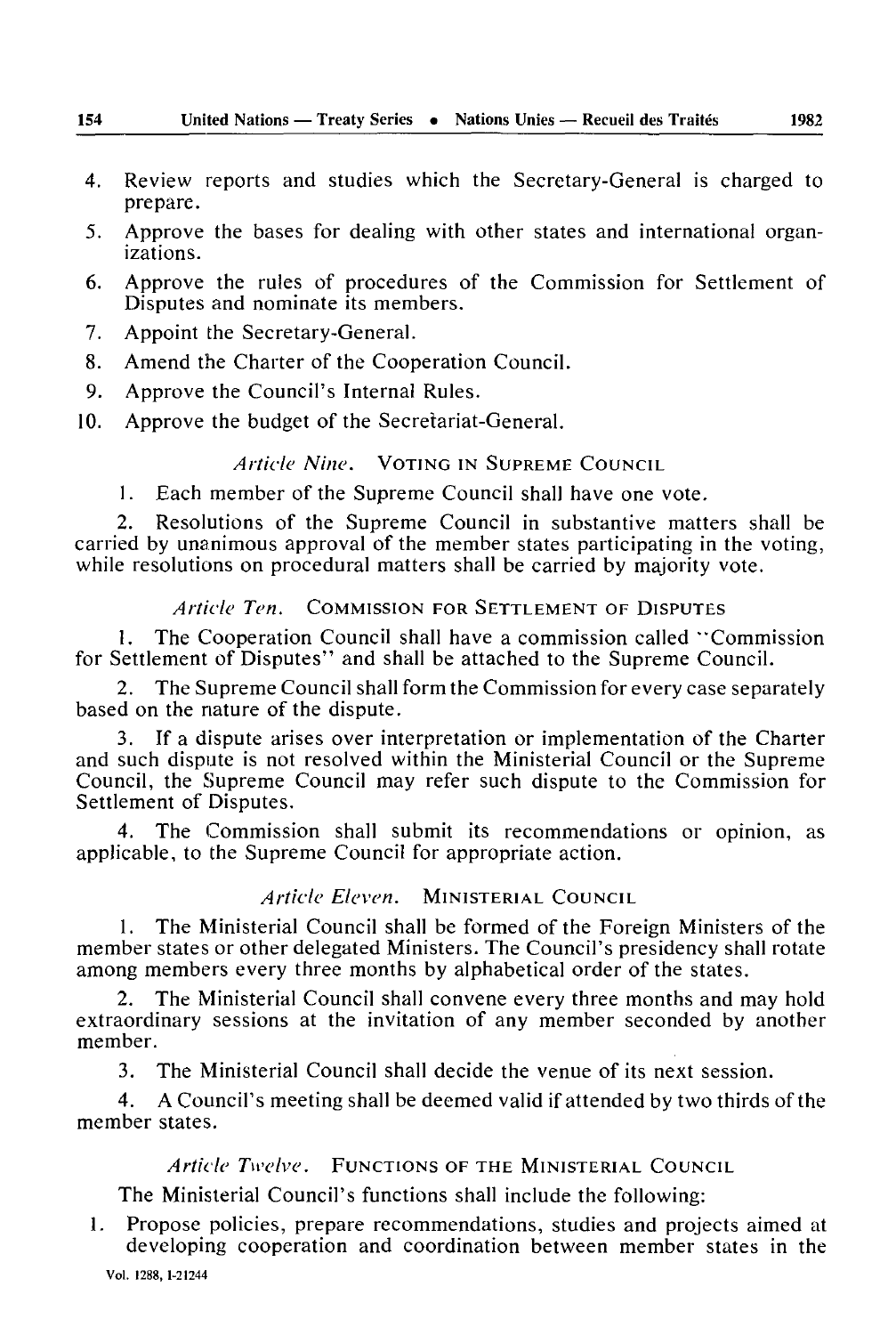4. Review reports and studies which the Secretary-General is charged to prepare.
5. Approve the bases for dealing with other states and international organizations.
6. Approve the rules of procedures of the Commission for Settlement of Disputes and nominate its members.
7. Appoint the Secretary-General.
8. Amend the Charter of the Cooperation Council.
9. Approve the Council's Internal Rules.
10. Approve the budget of the Secretariat-General.

### *Article Nine.* VOTING IN SUPREME COUNCIL

1. Each member of the Supreme Council shall have one vote.

2. Resolutions of the Supreme Council in substantive matters shall be carried by unanimous approval of the member states participating in the voting, while resolutions on procedural matters shall be carried by majority vote.

### *Article Ten.* COMMISSION FOR SETTLEMENT OF DISPUTES

1. The Cooperation Council shall have a commission called "Commission for Settlement of Disputes" and shall be attached to the Supreme Council.

2. The Supreme Council shall form the Commission for every case separately based on the nature of the dispute.

3. If a dispute arises over interpretation or implementation of the Charter and such dispute is not resolved within the Ministerial Council or the Supreme Council, the Supreme Council may refer such dispute to the Commission for Settlement of Disputes.

4. The Commission shall submit its recommendations or opinion, as applicable, to the Supreme Council for appropriate action.

### *Article Eleven.* MINISTERIAL COUNCIL

1. The Ministerial Council shall be formed of the Foreign Ministers of the member states or other delegated Ministers. The Council's presidency shall rotate among members every three months by alphabetical order of the states.

2. The Ministerial Council shall convene every three months and may hold extraordinary sessions at the invitation of any member seconded by another member.

3. The Ministerial Council shall decide the venue of its next session.

4. A Council's meeting shall be deemed valid if attended by two thirds of the member states.

### *Article Twelve.* FUNCTIONS OF THE MINISTERIAL COUNCIL

The Ministerial Council's functions shall include the following:

1. Propose policies, prepare recommendations, studies and projects aimed at developing cooperation and coordination between member states in the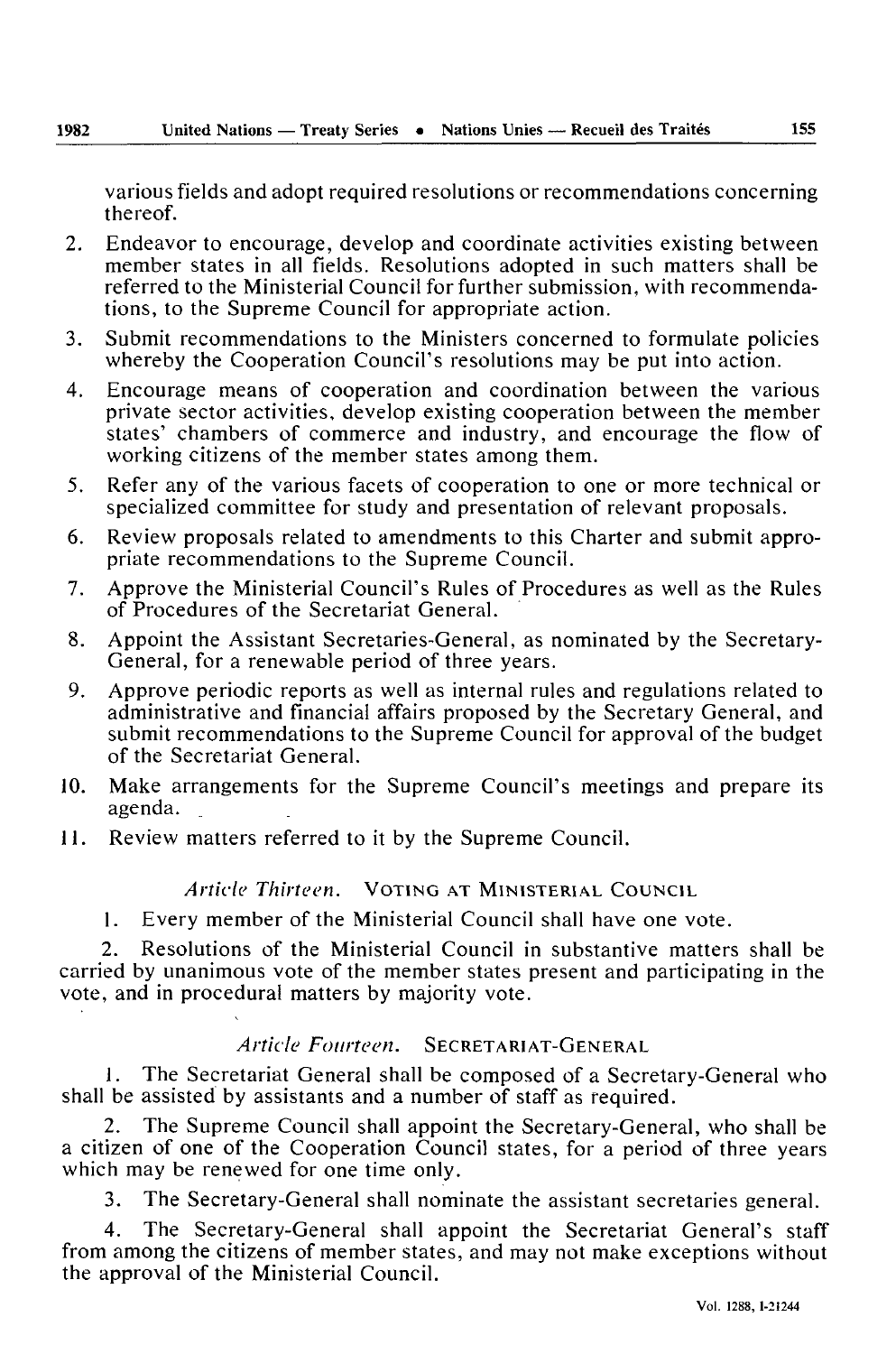various fields and adopt required resolutions or recommendations concerning thereof.

2. Endeavor to encourage, develop and coordinate activities existing between member states in all fields. Resolutions adopted in such matters shall be referred to the Ministerial Council for further submission, with recommendations, to the Supreme Council for appropriate action.
3. Submit recommendations to the Ministers concerned to formulate policies whereby the Cooperation Council's resolutions may be put into action.
4. Encourage means of cooperation and coordination between the various private sector activities, develop existing cooperation between the member states' chambers of commerce and industry, and encourage the flow of working citizens of the member states among them.
5. Refer any of the various facets of cooperation to one or more technical or specialized committee for study and presentation of relevant proposals.
6. Review proposals related to amendments to this Charter and submit appropriate recommendations to the Supreme Council.
7. Approve the Ministerial Council's Rules of Procedures as well as the Rules of Procedures of the Secretariat General.
8. Appoint the Assistant Secretaries-General, as nominated by the Secretary-General, for a renewable period of three years.
9. Approve periodic reports as well as internal rules and regulations related to administrative and financial affairs proposed by the Secretary General, and submit recommendations to the Supreme Council for approval of the budget of the Secretariat General.
10. Make arrangements for the Supreme Council's meetings and prepare its agenda.
11. Review matters referred to it by the Supreme Council.

### *Article Thirteen.* VOTING AT MINISTERIAL COUNCIL

1. Every member of the Ministerial Council shall have one vote.

2. Resolutions of the Ministerial Council in substantive matters shall be carried by unanimous vote of the member states present and participating in the vote, and in procedural matters by majority vote.

### *Article Fourteen.* SECRETARIAT-GENERAL

1. The Secretariat General shall be composed of a Secretary-General who shall be assisted by assistants and a number of staff as required.

2. The Supreme Council shall appoint the Secretary-General, who shall be a citizen of one of the Cooperation Council states, for a period of three years which may be renewed for one time only.

3. The Secretary-General shall nominate the assistant secretaries general.

4. The Secretary-General shall appoint the Secretariat General's staff from among the citizens of member states, and may not make exceptions without the approval of the Ministerial Council.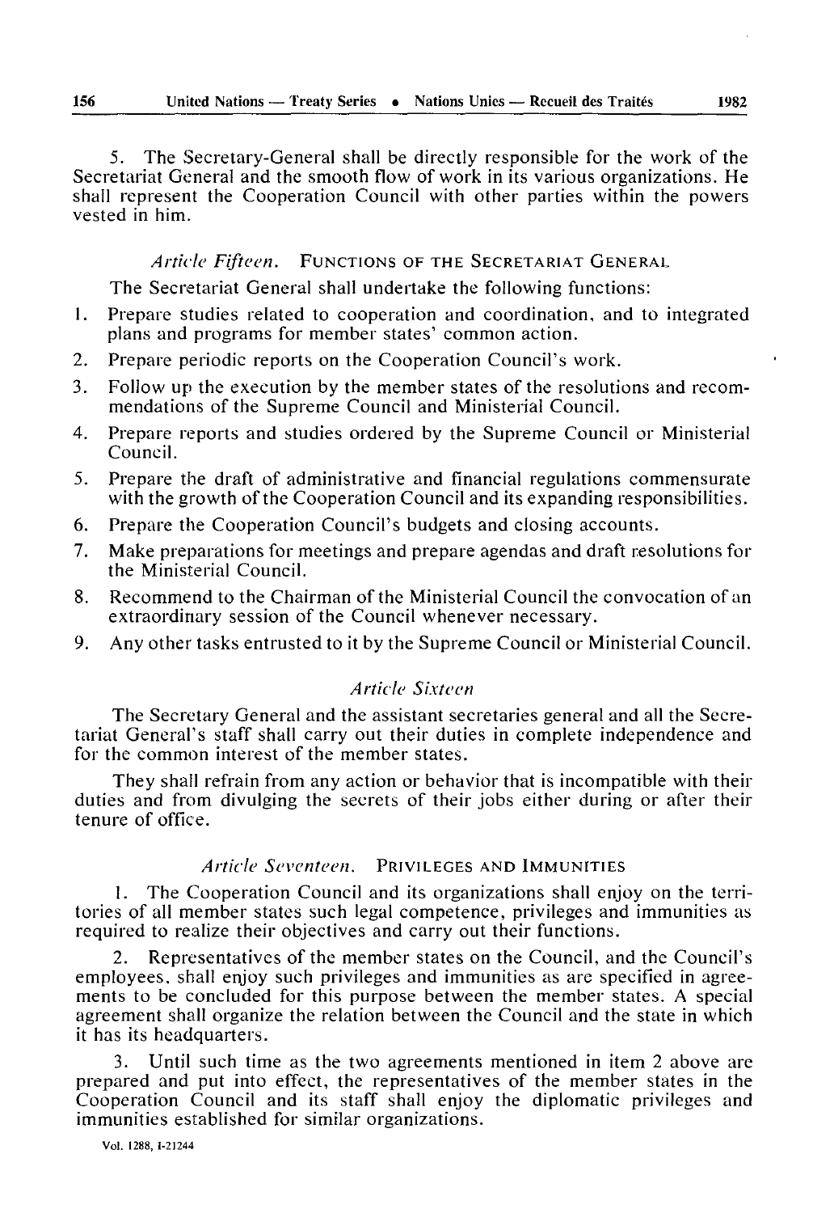5. The Secretary-General shall be directly responsible for the work of the Secretariat General and the smooth flow of work in its various organizations. He shall represent the Cooperation Council with other parties within the powers vested in him.

*Article Fifteen.* FUNCTIONS OF THE SECRETARIAT GENERAL

The Secretariat General shall undertake the following functions:

1. Prepare studies related to cooperation and coordination, and to integrated plans and programs for member states' common action.
2. Prepare periodic reports on the Cooperation Council's work.
3. Follow up the execution by the member states of the resolutions and recommendations of the Supreme Council and Ministerial Council.
4. Prepare reports and studies ordered by the Supreme Council or Ministerial Council.
5. Prepare the draft of administrative and financial regulations commensurate with the growth of the Cooperation Council and its expanding responsibilities.
6. Prepare the Cooperation Council's budgets and closing accounts.
7. Make preparations for meetings and prepare agendas and draft resolutions for the Ministerial Council.
8. Recommend to the Chairman of the Ministerial Council the convocation of an extraordinary session of the Council whenever necessary.
9. Any other tasks entrusted to it by the Supreme Council or Ministerial Council.

*Article Sixteen*

The Secretary General and the assistant secretaries general and all the Secretariat General's staff shall carry out their duties in complete independence and for the common interest of the member states.

They shall refrain from any action or behavior that is incompatible with their duties and from divulging the secrets of their jobs either during or after their tenure of office.

*Article Seventeen.* PRIVILEGES AND IMMUNITIES

1. The Cooperation Council and its organizations shall enjoy on the territories of all member states such legal competence, privileges and immunities as required to realize their objectives and carry out their functions.

2. Representatives of the member states on the Council, and the Council's employees, shall enjoy such privileges and immunities as are specified in agreements to be concluded for this purpose between the member states. A special agreement shall organize the relation between the Council and the state in which it has its headquarters.

3. Until such time as the two agreements mentioned in item 2 above are prepared and put into effect, the representatives of the member states in the Cooperation Council and its staff shall enjoy the diplomatic privileges and immunities established for similar organizations.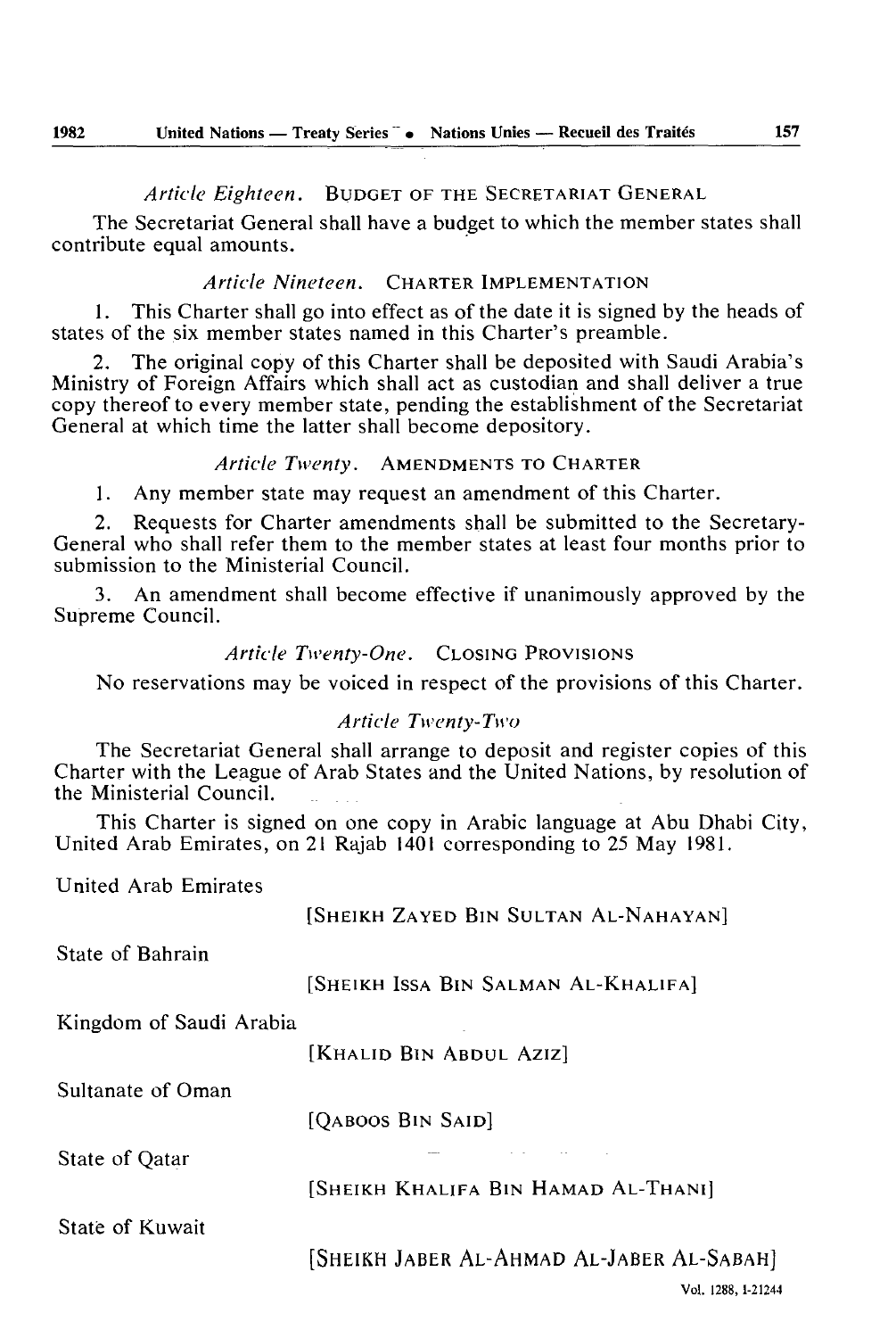*Article Eighteen.* BUDGET OF THE SECRETARIAT GENERAL

The Secretariat General shall have a budget to which the member states shall contribute equal amounts.

*Article Nineteen.* CHARTER IMPLEMENTATION

1. This Charter shall go into effect as of the date it is signed by the heads of states of the six member states named in this Charter's preamble.

2. The original copy of this Charter shall be deposited with Saudi Arabia's Ministry of Foreign Affairs which shall act as custodian and shall deliver a true copy thereof to every member state, pending the establishment of the Secretariat General at which time the latter shall become depository.

*Article Twenty.* AMENDMENTS TO CHARTER

1. Any member state may request an amendment of this Charter.

2. Requests for Charter amendments shall be submitted to the Secretary-General who shall refer them to the member states at least four months prior to submission to the Ministerial Council.

3. An amendment shall become effective if unanimously approved by the Supreme Council.

*Article Twenty-One.* CLOSING PROVISIONS

No reservations may be voiced in respect of the provisions of this Charter.

*Article Twenty-Two*

The Secretariat General shall arrange to deposit and register copies of this Charter with the League of Arab States and the United Nations, by resolution of the Ministerial Council.

This Charter is signed on one copy in Arabic language at Abu Dhabi City, United Arab Emirates, on 21 Rajab 1401 corresponding to 25 May 1981.

United Arab Emirates

[SHEIKH ZAYED BIN SULTAN AL-NAHAYAN]

State of Bahrain

[SHEIKH ISSA BIN SALMAN AL-KHALIFA]

Kingdom of Saudi Arabia

[KHALID BIN ABDUL AZIZ]

Sultanate of Oman

[QABOOS BIN SAID]

State of Qatar

[SHEIKH KHALIFA BIN HAMAD AL-THANI]

State of Kuwait

[SHEIKH JABER AL-AHMAD AL-JABER AL-SABAH]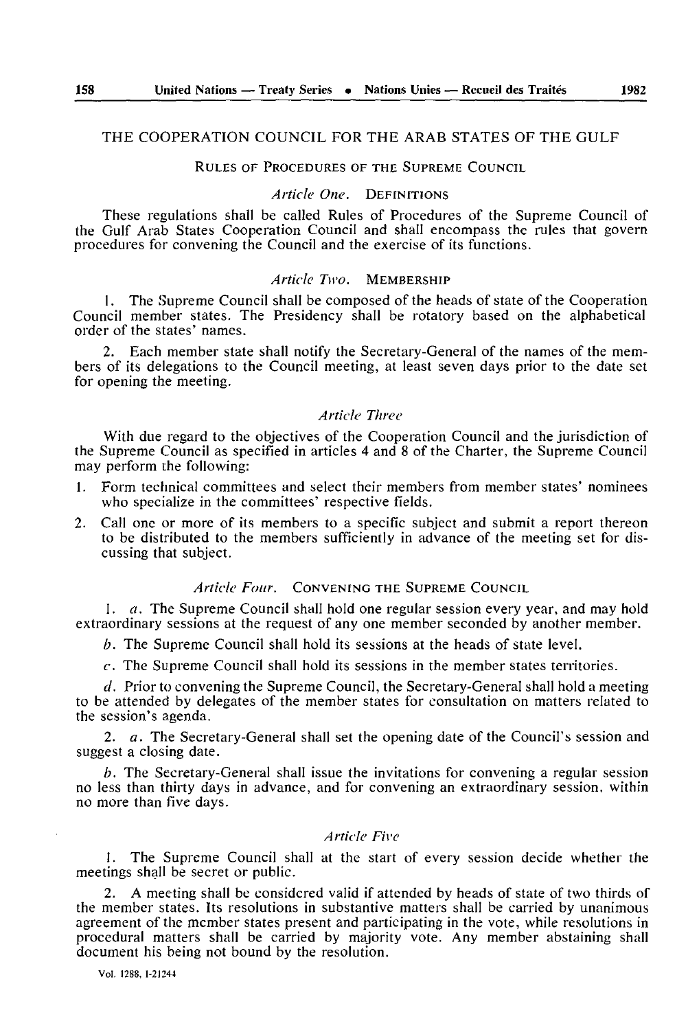# THE COOPERATION COUNCIL FOR THE ARAB STATES OF THE GULF

## RULES OF PROCEDURES OF THE SUPREME COUNCIL

### *Article One.* DEFINITIONS

These regulations shall be called Rules of Procedures of the Supreme Council of the Gulf Arab States Cooperation Council and shall encompass the rules that govern procedures for convening the Council and the exercise of its functions.

### *Article Two.* MEMBERSHIP

1. The Supreme Council shall be composed of the heads of state of the Cooperation Council member states. The Presidency shall be rotatory based on the alphabetical order of the states' names.

2. Each member state shall notify the Secretary-General of the names of the members of its delegations to the Council meeting, at least seven days prior to the date set for opening the meeting.

### *Article Three*

With due regard to the objectives of the Cooperation Council and the jurisdiction of the Supreme Council as specified in articles 4 and 8 of the Charter, the Supreme Council may perform the following:

1. Form technical committees and select their members from member states' nominees who specialize in the committees' respective fields.
2. Call one or more of its members to a specific subject and submit a report thereon to be distributed to the members sufficiently in advance of the meeting set for discussing that subject.

### *Article Four.* CONVENING THE SUPREME COUNCIL

1. *a.* The Supreme Council shall hold one regular session every year, and may hold extraordinary sessions at the request of any one member seconded by another member.

*b.* The Supreme Council shall hold its sessions at the heads of state level.

*c.* The Supreme Council shall hold its sessions in the member states territories.

*d.* Prior to convening the Supreme Council, the Secretary-General shall hold a meeting to be attended by delegates of the member states for consultation on matters related to the session's agenda.

2. *a.* The Secretary-General shall set the opening date of the Council's session and suggest a closing date.

*b.* The Secretary-General shall issue the invitations for convening a regular session no less than thirty days in advance, and for convening an extraordinary session, within no more than five days.

### *Article Five*

1. The Supreme Council shall at the start of every session decide whether the meetings shall be secret or public.

2. A meeting shall be considered valid if attended by heads of state of two thirds of the member states. Its resolutions in substantive matters shall be carried by unanimous agreement of the member states present and participating in the vote, while resolutions in procedural matters shall be carried by majority vote. Any member abstaining shall document his being not bound by the resolution.

Vol. 1288, I-21244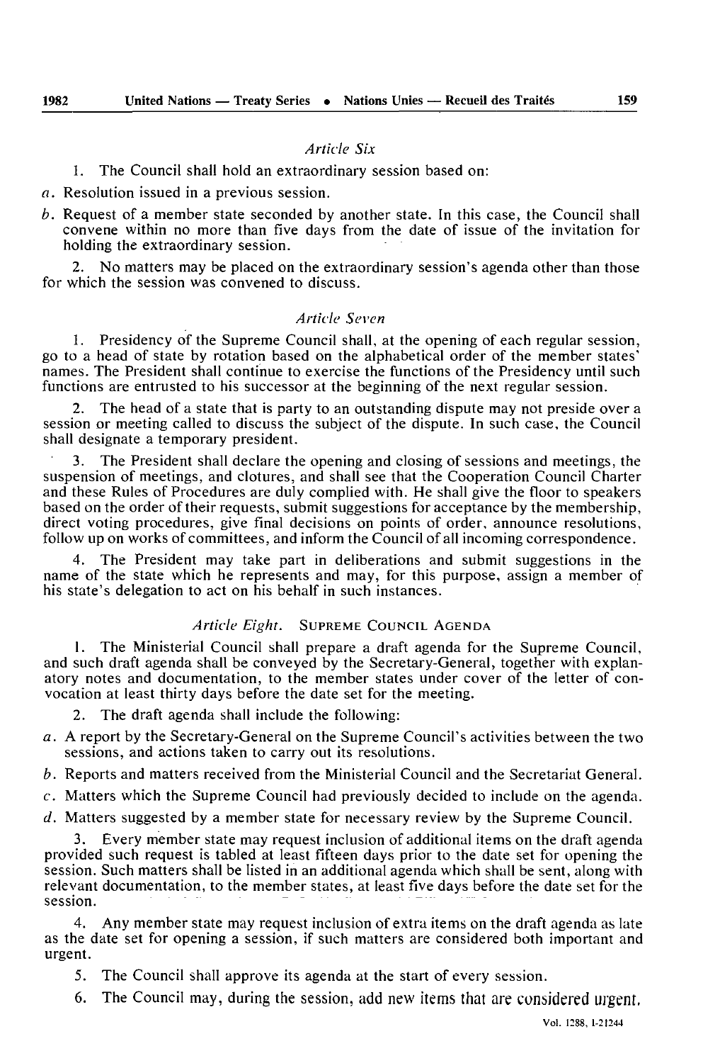*Article Six*

1. The Council shall hold an extraordinary session based on:

*a*. Resolution issued in a previous session.

*b*. Request of a member state seconded by another state. In this case, the Council shall convene within no more than five days from the date of issue of the invitation for holding the extraordinary session.

2. No matters may be placed on the extraordinary session's agenda other than those for which the session was convened to discuss.

*Article Seven*

1. Presidency of the Supreme Council shall, at the opening of each regular session, go to a head of state by rotation based on the alphabetical order of the member states' names. The President shall continue to exercise the functions of the Presidency until such functions are entrusted to his successor at the beginning of the next regular session.

2. The head of a state that is party to an outstanding dispute may not preside over a session or meeting called to discuss the subject of the dispute. In such case, the Council shall designate a temporary president.

3. The President shall declare the opening and closing of sessions and meetings, the suspension of meetings, and clotures, and shall see that the Cooperation Council Charter and these Rules of Procedures are duly complied with. He shall give the floor to speakers based on the order of their requests, submit suggestions for acceptance by the membership, direct voting procedures, give final decisions on points of order, announce resolutions, follow up on works of committees, and inform the Council of all incoming correspondence.

4. The President may take part in deliberations and submit suggestions in the name of the state which he represents and may, for this purpose, assign a member of his state's delegation to act on his behalf in such instances.

*Article Eight.* SUPREME COUNCIL AGENDA

1. The Ministerial Council shall prepare a draft agenda for the Supreme Council, and such draft agenda shall be conveyed by the Secretary-General, together with explanatory notes and documentation, to the member states under cover of the letter of convocation at least thirty days before the date set for the meeting.

2. The draft agenda shall include the following:

*a*. A report by the Secretary-General on the Supreme Council's activities between the two sessions, and actions taken to carry out its resolutions.

*b*. Reports and matters received from the Ministerial Council and the Secretariat General.

*c*. Matters which the Supreme Council had previously decided to include on the agenda.

*d*. Matters suggested by a member state for necessary review by the Supreme Council.

3. Every member state may request inclusion of additional items on the draft agenda provided such request is tabled at least fifteen days prior to the date set for opening the session. Such matters shall be listed in an additional agenda which shall be sent, along with relevant documentation, to the member states, at least five days before the date set for the session.

4. Any member state may request inclusion of extra items on the draft agenda as late as the date set for opening a session, if such matters are considered both important and urgent.

5. The Council shall approve its agenda at the start of every session.

6. The Council may, during the session, add new items that are considered urgent.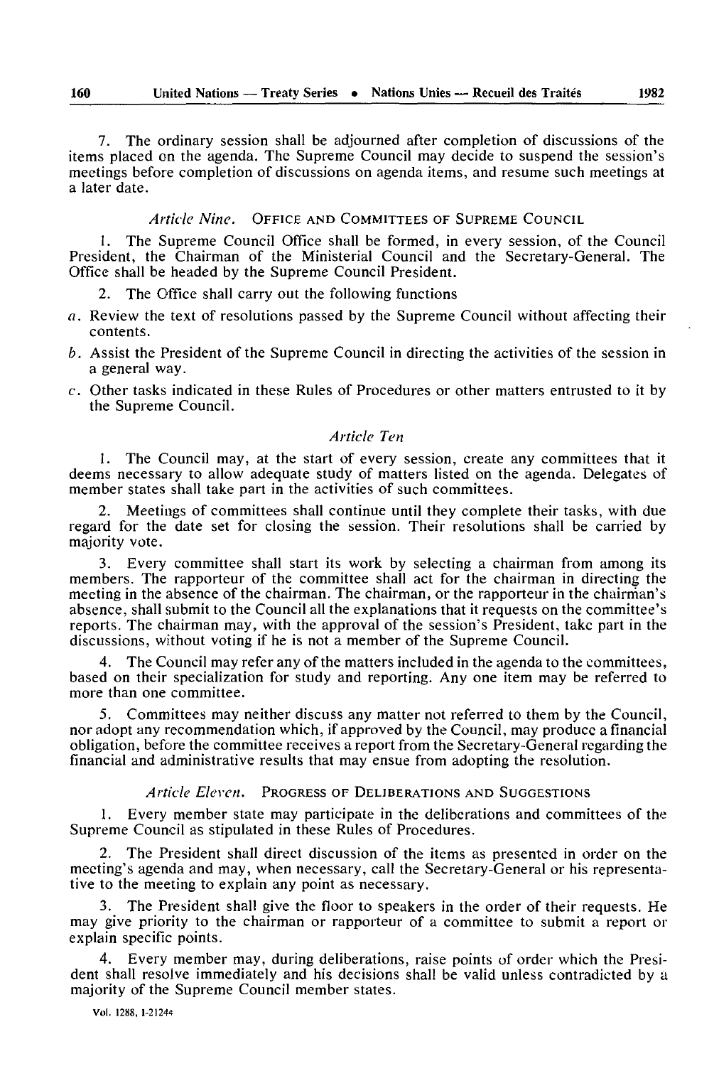7. The ordinary session shall be adjourned after completion of discussions of the items placed on the agenda. The Supreme Council may decide to suspend the session's meetings before completion of discussions on agenda items, and resume such meetings at a later date.

### *Article Nine.* OFFICE AND COMMITTEES OF SUPREME COUNCIL

1. The Supreme Council Office shall be formed, in every session, of the Council President, the Chairman of the Ministerial Council and the Secretary-General. The Office shall be headed by the Supreme Council President.

2. The Office shall carry out the following functions

*a.* Review the text of resolutions passed by the Supreme Council without affecting their contents.

*b.* Assist the President of the Supreme Council in directing the activities of the session in a general way.

*c.* Other tasks indicated in these Rules of Procedures or other matters entrusted to it by the Supreme Council.

### *Article Ten*

1. The Council may, at the start of every session, create any committees that it deems necessary to allow adequate study of matters listed on the agenda. Delegates of member states shall take part in the activities of such committees.

2. Meetings of committees shall continue until they complete their tasks, with due regard for the date set for closing the session. Their resolutions shall be carried by majority vote.

3. Every committee shall start its work by selecting a chairman from among its members. The rapporteur of the committee shall act for the chairman in directing the meeting in the absence of the chairman. The chairman, or the rapporteur in the chairman's absence, shall submit to the Council all the explanations that it requests on the committee's reports. The chairman may, with the approval of the session's President, take part in the discussions, without voting if he is not a member of the Supreme Council.

4. The Council may refer any of the matters included in the agenda to the committees, based on their specialization for study and reporting. Any one item may be referred to more than one committee.

5. Committees may neither discuss any matter not referred to them by the Council, nor adopt any recommendation which, if approved by the Council, may produce a financial obligation, before the committee receives a report from the Secretary-General regarding the financial and administrative results that may ensue from adopting the resolution.

### *Article Eleven.* PROGRESS OF DELIBERATIONS AND SUGGESTIONS

1. Every member state may participate in the deliberations and committees of the Supreme Council as stipulated in these Rules of Procedures.

2. The President shall direct discussion of the items as presented in order on the meeting's agenda and may, when necessary, call the Secretary-General or his representative to the meeting to explain any point as necessary.

3. The President shall give the floor to speakers in the order of their requests. He may give priority to the chairman or rapporteur of a committee to submit a report or explain specific points.

4. Every member may, during deliberations, raise points of order which the President shall resolve immediately and his decisions shall be valid unless contradicted by a majority of the Supreme Council member states.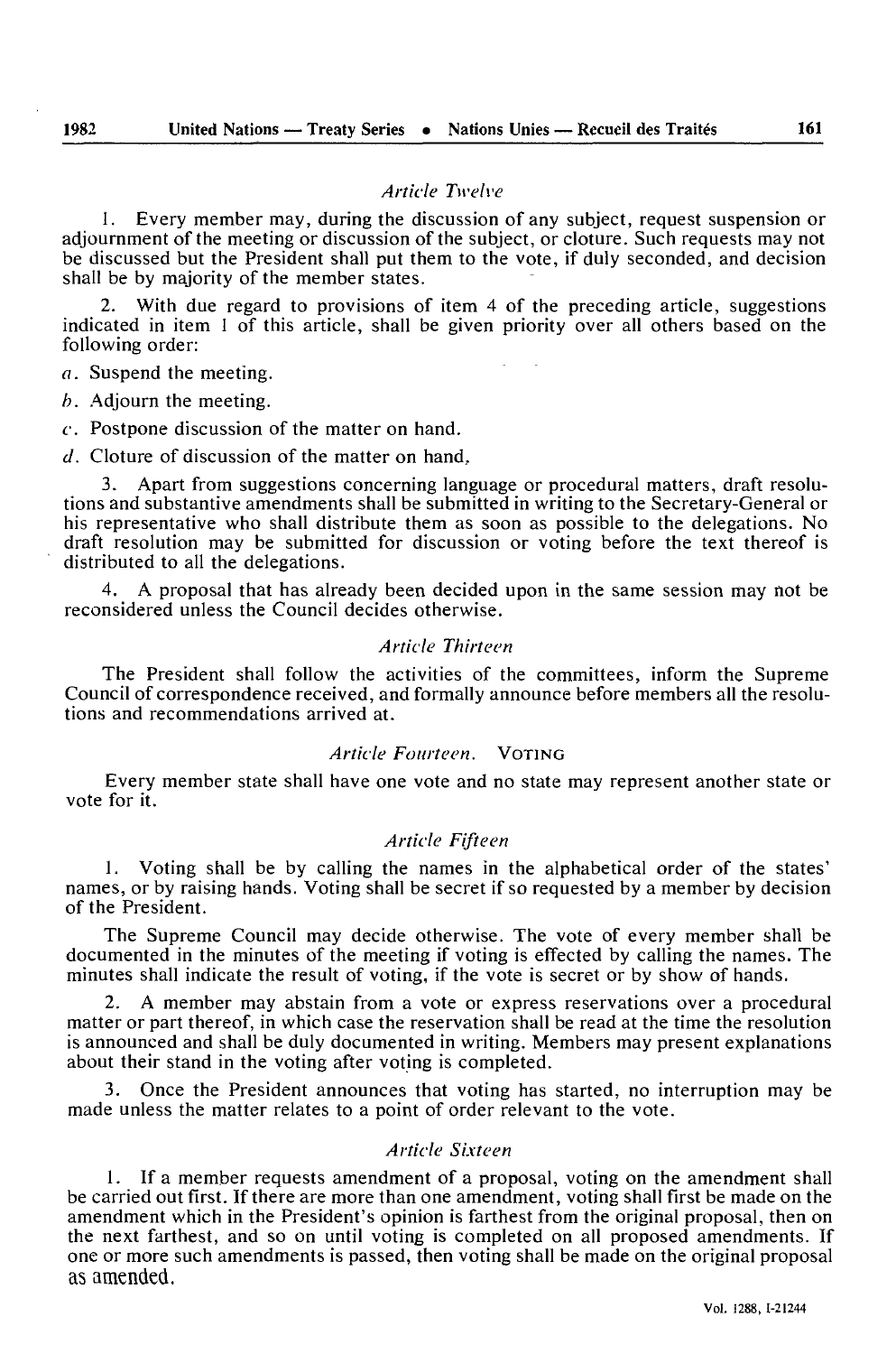*Article Twelve*

1. Every member may, during the discussion of any subject, request suspension or adjournment of the meeting or discussion of the subject, or cloture. Such requests may not be discussed but the President shall put them to the vote, if duly seconded, and decision shall be by majority of the member states.

2. With due regard to provisions of item 4 of the preceding article, suggestions indicated in item 1 of this article, shall be given priority over all others based on the following order:

*a*. Suspend the meeting.

*b*. Adjourn the meeting.

*c*. Postpone discussion of the matter on hand.

*d*. Cloture of discussion of the matter on hand.

3. Apart from suggestions concerning language or procedural matters, draft resolutions and substantive amendments shall be submitted in writing to the Secretary-General or his representative who shall distribute them as soon as possible to the delegations. No draft resolution may be submitted for discussion or voting before the text thereof is distributed to all the delegations.

4. A proposal that has already been decided upon in the same session may not be reconsidered unless the Council decides otherwise.

*Article Thirteen*

The President shall follow the activities of the committees, inform the Supreme Council of correspondence received, and formally announce before members all the resolutions and recommendations arrived at.

*Article Fourteen.* VOTING

Every member state shall have one vote and no state may represent another state or vote for it.

*Article Fifteen*

1. Voting shall be by calling the names in the alphabetical order of the states' names, or by raising hands. Voting shall be secret if so requested by a member by decision of the President.

The Supreme Council may decide otherwise. The vote of every member shall be documented in the minutes of the meeting if voting is effected by calling the names. The minutes shall indicate the result of voting, if the vote is secret or by show of hands.

2. A member may abstain from a vote or express reservations over a procedural matter or part thereof, in which case the reservation shall be read at the time the resolution is announced and shall be duly documented in writing. Members may present explanations about their stand in the voting after voting is completed.

3. Once the President announces that voting has started, no interruption may be made unless the matter relates to a point of order relevant to the vote.

*Article Sixteen*

1. If a member requests amendment of a proposal, voting on the amendment shall be carried out first. If there are more than one amendment, voting shall first be made on the amendment which in the President's opinion is farthest from the original proposal, then on the next farthest, and so on until voting is completed on all proposed amendments. If one or more such amendments is passed, then voting shall be made on the original proposal as amended.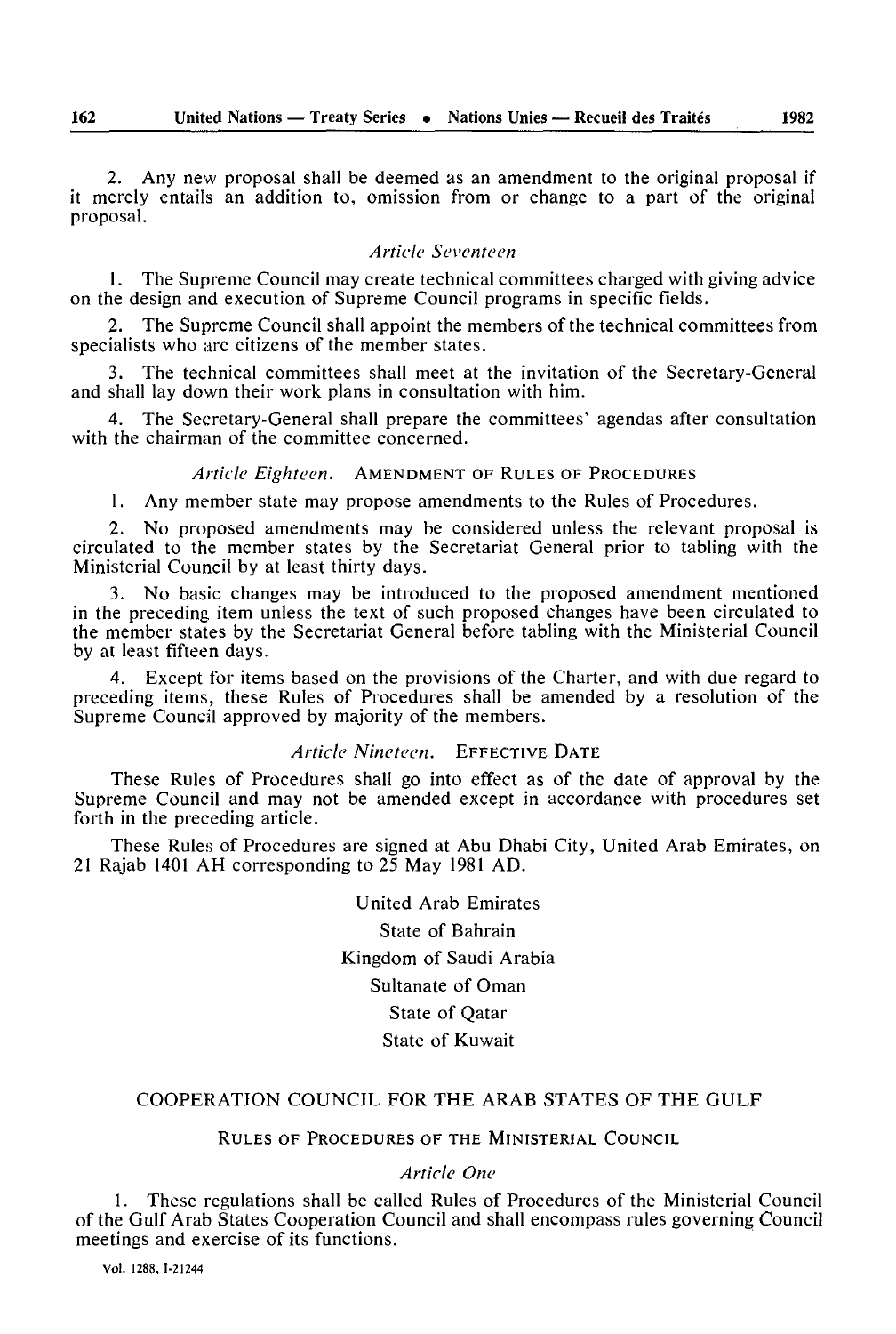2. Any new proposal shall be deemed as an amendment to the original proposal if it merely entails an addition to, omission from or change to a part of the original proposal.

*Article Seventeen*

1. The Supreme Council may create technical committees charged with giving advice on the design and execution of Supreme Council programs in specific fields.

2. The Supreme Council shall appoint the members of the technical committees from specialists who are citizens of the member states.

3. The technical committees shall meet at the invitation of the Secretary-General and shall lay down their work plans in consultation with him.

4. The Secretary-General shall prepare the committees' agendas after consultation with the chairman of the committee concerned.

*Article Eighteen.* AMENDMENT OF RULES OF PROCEDURES

1. Any member state may propose amendments to the Rules of Procedures.

2. No proposed amendments may be considered unless the relevant proposal is circulated to the member states by the Secretariat General prior to tabling with the Ministerial Council by at least thirty days.

3. No basic changes may be introduced to the proposed amendment mentioned in the preceding item unless the text of such proposed changes have been circulated to the member states by the Secretariat General before tabling with the Ministerial Council by at least fifteen days.

4. Except for items based on the provisions of the Charter, and with due regard to preceding items, these Rules of Procedures shall be amended by a resolution of the Supreme Council approved by majority of the members.

*Article Nineteen.* EFFECTIVE DATE

These Rules of Procedures shall go into effect as of the date of approval by the Supreme Council and may not be amended except in accordance with procedures set forth in the preceding article.

These Rules of Procedures are signed at Abu Dhabi City, United Arab Emirates, on 21 Rajab 1401 AH corresponding to 25 May 1981 AD.

United Arab Emirates

State of Bahrain

Kingdom of Saudi Arabia

Sultanate of Oman

State of Qatar

State of Kuwait

## COOPERATION COUNCIL FOR THE ARAB STATES OF THE GULF

### RULES OF PROCEDURES OF THE MINISTERIAL COUNCIL

*Article One*

1. These regulations shall be called Rules of Procedures of the Ministerial Council of the Gulf Arab States Cooperation Council and shall encompass rules governing Council meetings and exercise of its functions.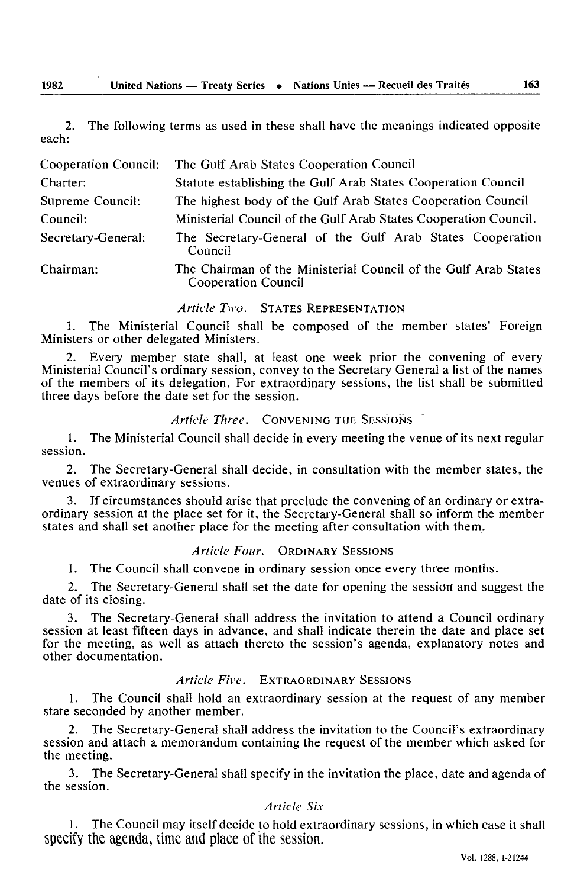2. The following terms as used in these shall have the meanings indicated opposite each:

| | |
|---|---|
| Cooperation Council: | The Gulf Arab States Cooperation Council |
| Charter: | Statute establishing the Gulf Arab States Cooperation Council |
| Supreme Council: | The highest body of the Gulf Arab States Cooperation Council |
| Council: | Ministerial Council of the Gulf Arab States Cooperation Council. |
| Secretary-General: | The Secretary-General of the Gulf Arab States Cooperation Council |
| Chairman: | The Chairman of the Ministerial Council of the Gulf Arab States Cooperation Council |

### *Article Two.* STATES REPRESENTATION

1. The Ministerial Council shall be composed of the member states' Foreign Ministers or other delegated Ministers.

2. Every member state shall, at least one week prior the convening of every Ministerial Council's ordinary session, convey to the Secretary General a list of the names of the members of its delegation. For extraordinary sessions, the list shall be submitted three days before the date set for the session.

### *Article Three.* CONVENING THE SESSIONS

1. The Ministerial Council shall decide in every meeting the venue of its next regular session.

2. The Secretary-General shall decide, in consultation with the member states, the venues of extraordinary sessions.

3. If circumstances should arise that preclude the convening of an ordinary or extraordinary session at the place set for it, the Secretary-General shall so inform the member states and shall set another place for the meeting after consultation with them.

### *Article Four.* ORDINARY SESSIONS

1. The Council shall convene in ordinary session once every three months.

2. The Secretary-General shall set the date for opening the session and suggest the date of its closing.

3. The Secretary-General shall address the invitation to attend a Council ordinary session at least fifteen days in advance, and shall indicate therein the date and place set for the meeting, as well as attach thereto the session's agenda, explanatory notes and other documentation.

### *Article Five.* EXTRAORDINARY SESSIONS

1. The Council shall hold an extraordinary session at the request of any member state seconded by another member.

2. The Secretary-General shall address the invitation to the Council's extraordinary session and attach a memorandum containing the request of the member which asked for the meeting.

3. The Secretary-General shall specify in the invitation the place, date and agenda of the session.

### *Article Six*

1. The Council may itself decide to hold extraordinary sessions, in which case it shall specify the agenda, time and place of the session.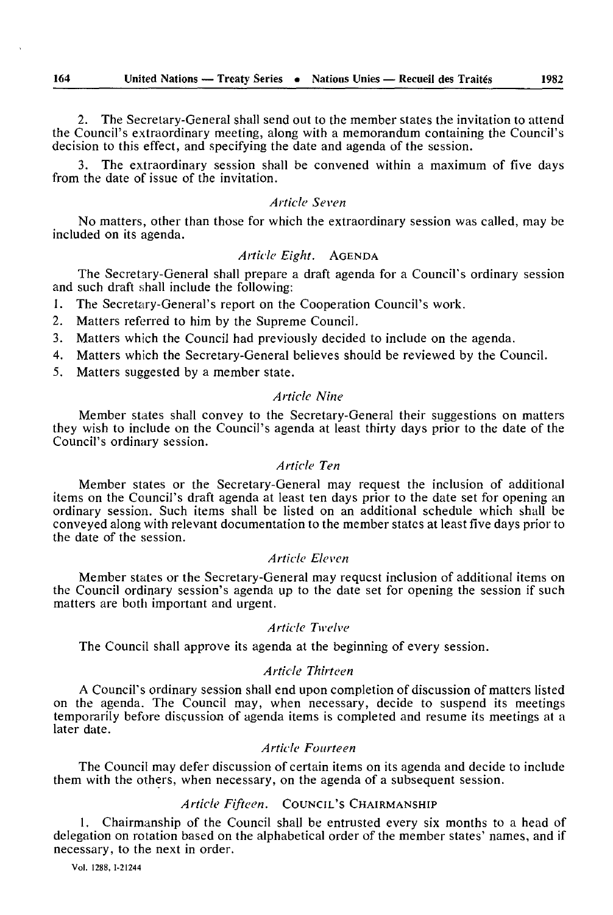2. The Secretary-General shall send out to the member states the invitation to attend the Council's extraordinary meeting, along with a memorandum containing the Council's decision to this effect, and specifying the date and agenda of the session.

3. The extraordinary session shall be convened within a maximum of five days from the date of issue of the invitation.

*Article Seven*

No matters, other than those for which the extraordinary session was called, may be included on its agenda.

*Article Eight.* AGENDA

The Secretary-General shall prepare a draft agenda for a Council's ordinary session and such draft shall include the following:

1. The Secretary-General's report on the Cooperation Council's work.
2. Matters referred to him by the Supreme Council.
3. Matters which the Council had previously decided to include on the agenda.
4. Matters which the Secretary-General believes should be reviewed by the Council.
5. Matters suggested by a member state.

*Article Nine*

Member states shall convey to the Secretary-General their suggestions on matters they wish to include on the Council's agenda at least thirty days prior to the date of the Council's ordinary session.

*Article Ten*

Member states or the Secretary-General may request the inclusion of additional items on the Council's draft agenda at least ten days prior to the date set for opening an ordinary session. Such items shall be listed on an additional schedule which shall be conveyed along with relevant documentation to the member states at least five days prior to the date of the session.

*Article Eleven*

Member states or the Secretary-General may request inclusion of additional items on the Council ordinary session's agenda up to the date set for opening the session if such matters are both important and urgent.

*Article Twelve*

The Council shall approve its agenda at the beginning of every session.

*Article Thirteen*

A Council's ordinary session shall end upon completion of discussion of matters listed on the agenda. The Council may, when necessary, decide to suspend its meetings temporarily before discussion of agenda items is completed and resume its meetings at a later date.

*Article Fourteen*

The Council may defer discussion of certain items on its agenda and decide to include them with the others, when necessary, on the agenda of a subsequent session.

*Article Fifteen.* COUNCIL'S CHAIRMANSHIP

1. Chairmanship of the Council shall be entrusted every six months to a head of delegation on rotation based on the alphabetical order of the member states' names, and if necessary, to the next in order.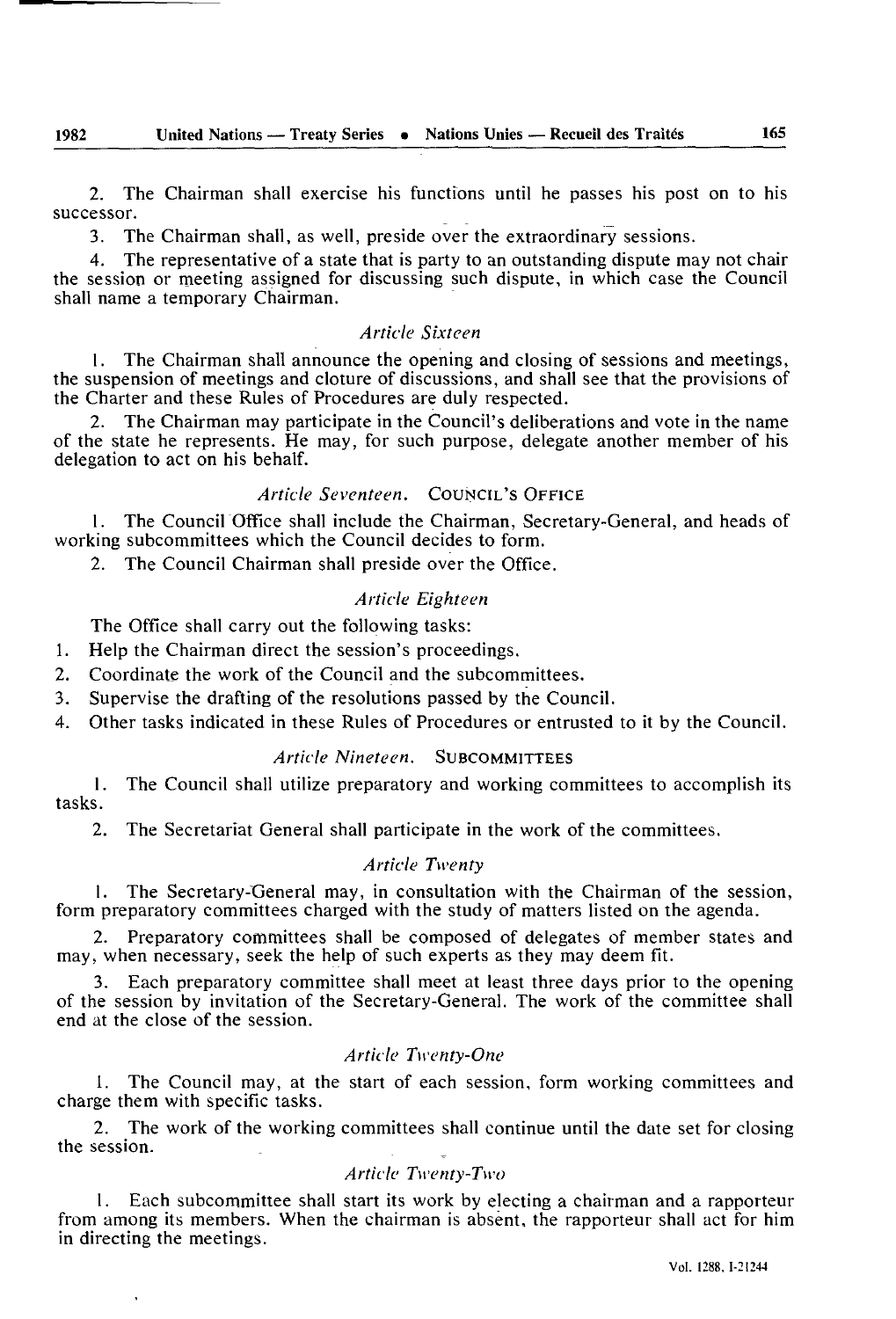2. The Chairman shall exercise his functions until he passes his post on to his successor.

3. The Chairman shall, as well, preside over the extraordinary sessions.

4. The representative of a state that is party to an outstanding dispute may not chair the session or meeting assigned for discussing such dispute, in which case the Council shall name a temporary Chairman.

*Article Sixteen*

1. The Chairman shall announce the opening and closing of sessions and meetings, the suspension of meetings and cloture of discussions, and shall see that the provisions of the Charter and these Rules of Procedures are duly respected.

2. The Chairman may participate in the Council's deliberations and vote in the name of the state he represents. He may, for such purpose, delegate another member of his delegation to act on his behalf.

*Article Seventeen.* COUNCIL'S OFFICE

1. The Council Office shall include the Chairman, Secretary-General, and heads of working subcommittees which the Council decides to form.

2. The Council Chairman shall preside over the Office.

*Article Eighteen*

The Office shall carry out the following tasks:

1. Help the Chairman direct the session's proceedings.
2. Coordinate the work of the Council and the subcommittees.
3. Supervise the drafting of the resolutions passed by the Council.
4. Other tasks indicated in these Rules of Procedures or entrusted to it by the Council.

*Article Nineteen.* SUBCOMMITTEES

1. The Council shall utilize preparatory and working committees to accomplish its tasks.

2. The Secretariat General shall participate in the work of the committees.

*Article Twenty*

1. The Secretary-General may, in consultation with the Chairman of the session, form preparatory committees charged with the study of matters listed on the agenda.

2. Preparatory committees shall be composed of delegates of member states and may, when necessary, seek the help of such experts as they may deem fit.

3. Each preparatory committee shall meet at least three days prior to the opening of the session by invitation of the Secretary-General. The work of the committee shall end at the close of the session.

*Article Twenty-One*

1. The Council may, at the start of each session, form working committees and charge them with specific tasks.

2. The work of the working committees shall continue until the date set for closing the session.

*Article Twenty-Two*

1. Each subcommittee shall start its work by electing a chairman and a rapporteur from among its members. When the chairman is absent, the rapporteur shall act for him in directing the meetings.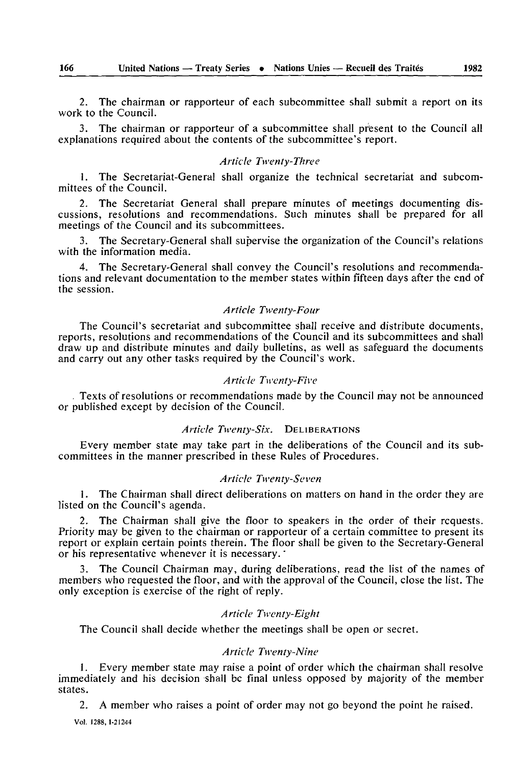2. The chairman or rapporteur of each subcommittee shall submit a report on its work to the Council.

3. The chairman or rapporteur of a subcommittee shall present to the Council all explanations required about the contents of the subcommittee's report.

*Article Twenty-Three*

1. The Secretariat-General shall organize the technical secretariat and subcommittees of the Council.

2. The Secretariat General shall prepare minutes of meetings documenting discussions, resolutions and recommendations. Such minutes shall be prepared for all meetings of the Council and its subcommittees.

3. The Secretary-General shall supervise the organization of the Council's relations with the information media.

4. The Secretary-General shall convey the Council's resolutions and recommendations and relevant documentation to the member states within fifteen days after the end of the session.

*Article Twenty-Four*

The Council's secretariat and subcommittee shall receive and distribute documents, reports, resolutions and recommendations of the Council and its subcommittees and shall draw up and distribute minutes and daily bulletins, as well as safeguard the documents and carry out any other tasks required by the Council's work.

*Article Twenty-Five*

Texts of resolutions or recommendations made by the Council may not be announced or published except by decision of the Council.

*Article Twenty-Six.* DELIBERATIONS

Every member state may take part in the deliberations of the Council and its subcommittees in the manner prescribed in these Rules of Procedures.

*Article Twenty-Seven*

1. The Chairman shall direct deliberations on matters on hand in the order they are listed on the Council's agenda.

2. The Chairman shall give the floor to speakers in the order of their requests. Priority may be given to the chairman or rapporteur of a certain committee to present its report or explain certain points therein. The floor shall be given to the Secretary-General or his representative whenever it is necessary.

3. The Council Chairman may, during deliberations, read the list of the names of members who requested the floor, and with the approval of the Council, close the list. The only exception is exercise of the right of reply.

*Article Twenty-Eight*

The Council shall decide whether the meetings shall be open or secret.

*Article Twenty-Nine*

1. Every member state may raise a point of order which the chairman shall resolve immediately and his decision shall be final unless opposed by majority of the member states.

2. A member who raises a point of order may not go beyond the point he raised.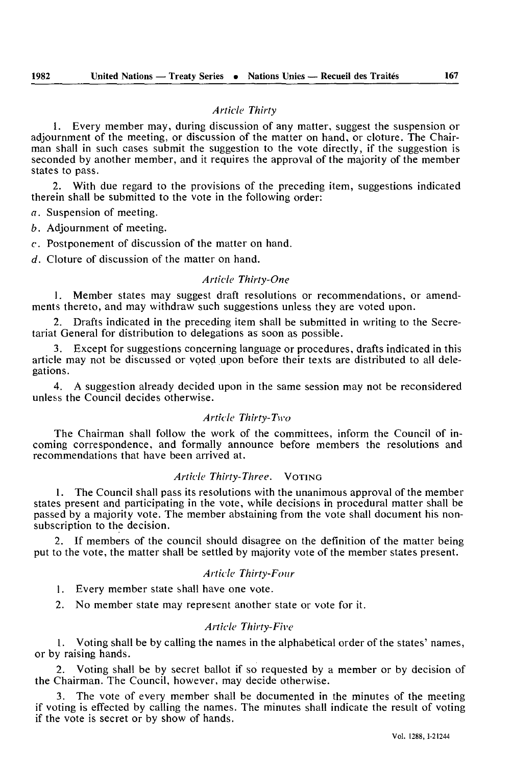*Article Thirty*

1. Every member may, during discussion of any matter, suggest the suspension or adjournment of the meeting, or discussion of the matter on hand, or cloture. The Chairman shall in such cases submit the suggestion to the vote directly, if the suggestion is seconded by another member, and it requires the approval of the majority of the member states to pass.

2. With due regard to the provisions of the preceding item, suggestions indicated therein shall be submitted to the vote in the following order:

*a*. Suspension of meeting.

*b*. Adjournment of meeting.

*c*. Postponement of discussion of the matter on hand.

*d*. Cloture of discussion of the matter on hand.

*Article Thirty-One*

1. Member states may suggest draft resolutions or recommendations, or amendments thereto, and may withdraw such suggestions unless they are voted upon.

2. Drafts indicated in the preceding item shall be submitted in writing to the Secretariat General for distribution to delegations as soon as possible.

3. Except for suggestions concerning language or procedures, drafts indicated in this article may not be discussed or voted upon before their texts are distributed to all delegations.

4. A suggestion already decided upon in the same session may not be reconsidered unless the Council decides otherwise.

*Article Thirty-Two*

The Chairman shall follow the work of the committees, inform the Council of incoming correspondence, and formally announce before members the resolutions and recommendations that have been arrived at.

*Article Thirty-Three.* VOTING

1. The Council shall pass its resolutions with the unanimous approval of the member states present and participating in the vote, while decisions in procedural matter shall be passed by a majority vote. The member abstaining from the vote shall document his non-subscription to the decision.

2. If members of the council should disagree on the definition of the matter being put to the vote, the matter shall be settled by majority vote of the member states present.

*Article Thirty-Four*

1. Every member state shall have one vote.

2. No member state may represent another state or vote for it.

*Article Thirty-Five*

1. Voting shall be by calling the names in the alphabetical order of the states' names, or by raising hands.

2. Voting shall be by secret ballot if so requested by a member or by decision of the Chairman. The Council, however, may decide otherwise.

3. The vote of every member shall be documented in the minutes of the meeting if voting is effected by calling the names. The minutes shall indicate the result of voting if the vote is secret or by show of hands.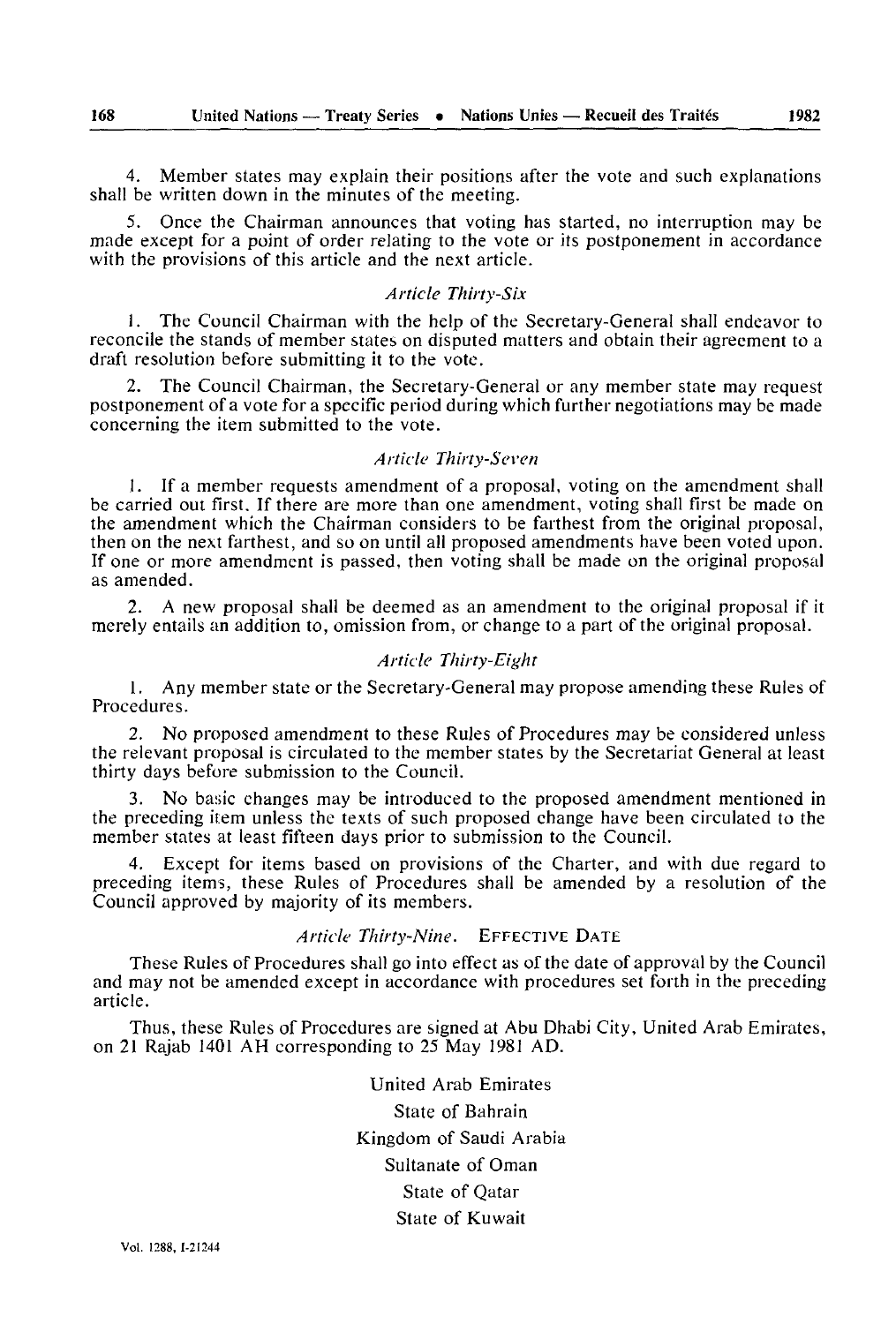4. Member states may explain their positions after the vote and such explanations shall be written down in the minutes of the meeting.

5. Once the Chairman announces that voting has started, no interruption may be made except for a point of order relating to the vote or its postponement in accordance with the provisions of this article and the next article.

### *Article Thirty-Six*

1. The Council Chairman with the help of the Secretary-General shall endeavor to reconcile the stands of member states on disputed matters and obtain their agreement to a draft resolution before submitting it to the vote.

2. The Council Chairman, the Secretary-General or any member state may request postponement of a vote for a specific period during which further negotiations may be made concerning the item submitted to the vote.

### *Article Thirty-Seven*

1. If a member requests amendment of a proposal, voting on the amendment shall be carried out first. If there are more than one amendment, voting shall first be made on the amendment which the Chairman considers to be farthest from the original proposal, then on the next farthest, and so on until all proposed amendments have been voted upon. If one or more amendment is passed, then voting shall be made on the original proposal as amended.

2. A new proposal shall be deemed as an amendment to the original proposal if it merely entails an addition to, omission from, or change to a part of the original proposal.

### *Article Thirty-Eight*

1. Any member state or the Secretary-General may propose amending these Rules of Procedures.

2. No proposed amendment to these Rules of Procedures may be considered unless the relevant proposal is circulated to the member states by the Secretariat General at least thirty days before submission to the Council.

3. No basic changes may be introduced to the proposed amendment mentioned in the preceding item unless the texts of such proposed change have been circulated to the member states at least fifteen days prior to submission to the Council.

4. Except for items based on provisions of the Charter, and with due regard to preceding items, these Rules of Procedures shall be amended by a resolution of the Council approved by majority of its members.

### *Article Thirty-Nine.* EFFECTIVE DATE

These Rules of Procedures shall go into effect as of the date of approval by the Council and may not be amended except in accordance with procedures set forth in the preceding article.

Thus, these Rules of Procedures are signed at Abu Dhabi City, United Arab Emirates, on 21 Rajab 1401 AH corresponding to 25 May 1981 AD.

United Arab Emirates

State of Bahrain

Kingdom of Saudi Arabia

Sultanate of Oman

State of Qatar

State of Kuwait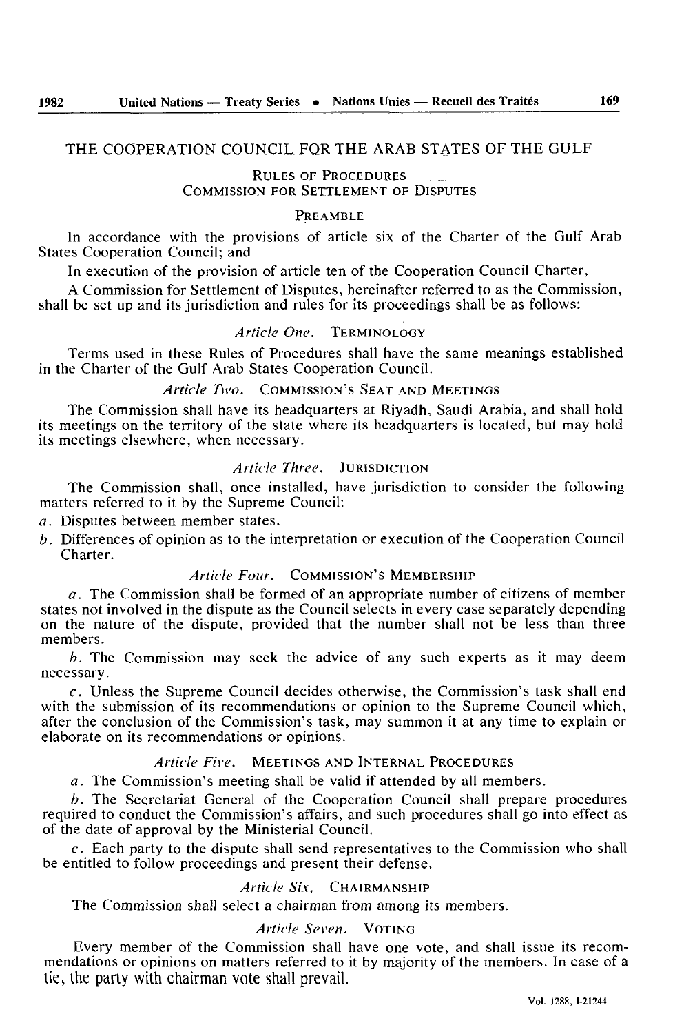# THE COOPERATION COUNCIL FOR THE ARAB STATES OF THE GULF

## RULES OF PROCEDURES
## COMMISSION FOR SETTLEMENT OF DISPUTES

### PREAMBLE

In accordance with the provisions of article six of the Charter of the Gulf Arab States Cooperation Council; and

In execution of the provision of article ten of the Cooperation Council Charter,

A Commission for Settlement of Disputes, hereinafter referred to as the Commission, shall be set up and its jurisdiction and rules for its proceedings shall be as follows:

### *Article One.* TERMINOLOGY

Terms used in these Rules of Procedures shall have the same meanings established in the Charter of the Gulf Arab States Cooperation Council.

### *Article Two.* COMMISSION'S SEAT AND MEETINGS

The Commission shall have its headquarters at Riyadh, Saudi Arabia, and shall hold its meetings on the territory of the state where its headquarters is located, but may hold its meetings elsewhere, when necessary.

### *Article Three.* JURISDICTION

The Commission shall, once installed, have jurisdiction to consider the following matters referred to it by the Supreme Council:

*a*. Disputes between member states.

*b*. Differences of opinion as to the interpretation or execution of the Cooperation Council Charter.

### *Article Four.* COMMISSION'S MEMBERSHIP

*a*. The Commission shall be formed of an appropriate number of citizens of member states not involved in the dispute as the Council selects in every case separately depending on the nature of the dispute, provided that the number shall not be less than three members.

*b*. The Commission may seek the advice of any such experts as it may deem necessary.

*c*. Unless the Supreme Council decides otherwise, the Commission's task shall end with the submission of its recommendations or opinion to the Supreme Council which, after the conclusion of the Commission's task, may summon it at any time to explain or elaborate on its recommendations or opinions.

### *Article Five.* MEETINGS AND INTERNAL PROCEDURES

*a*. The Commission's meeting shall be valid if attended by all members.

*b*. The Secretariat General of the Cooperation Council shall prepare procedures required to conduct the Commission's affairs, and such procedures shall go into effect as of the date of approval by the Ministerial Council.

*c*. Each party to the dispute shall send representatives to the Commission who shall be entitled to follow proceedings and present their defense.

### *Article Six.* CHAIRMANSHIP

The Commission shall select a chairman from among its members.

### *Article Seven.* VOTING

Every member of the Commission shall have one vote, and shall issue its recommendations or opinions on matters referred to it by majority of the members. In case of a tie, the party with chairman vote shall prevail.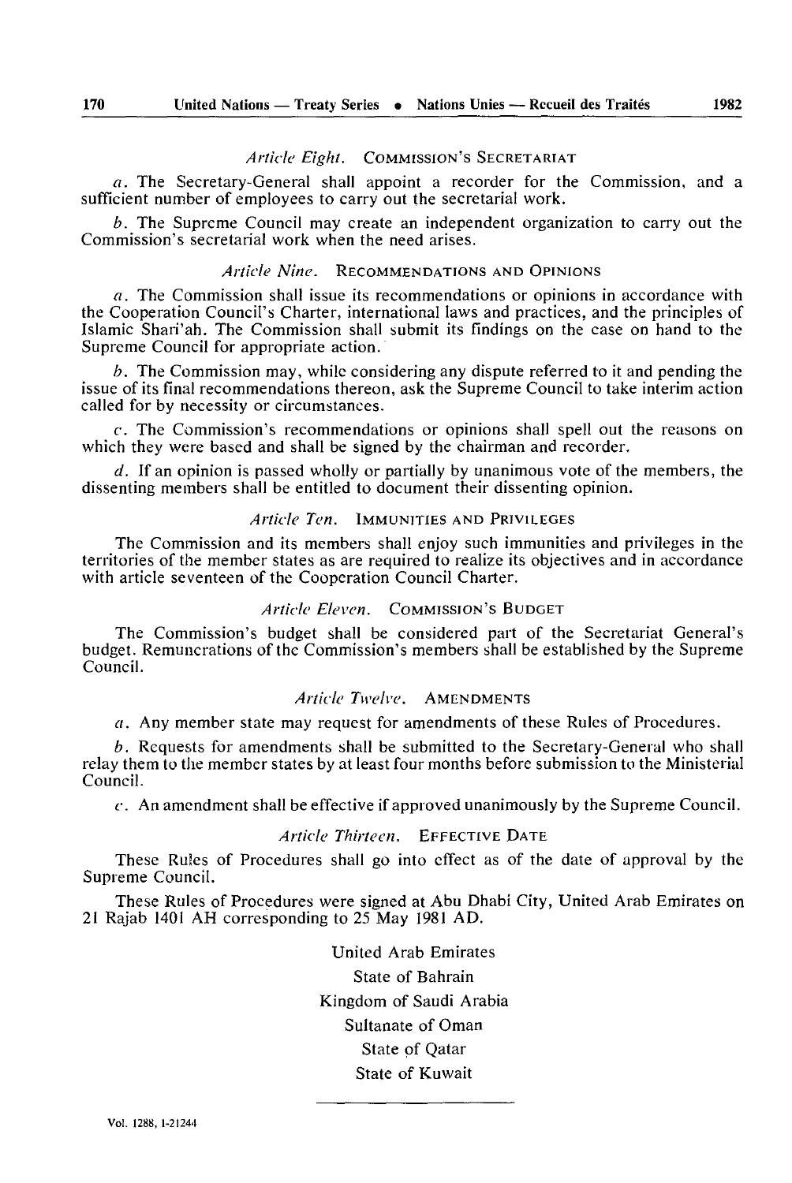### *Article Eight.* COMMISSION'S SECRETARIAT

*a.* The Secretary-General shall appoint a recorder for the Commission, and a sufficient number of employees to carry out the secretarial work.

*b.* The Supreme Council may create an independent organization to carry out the Commission's secretarial work when the need arises.

### *Article Nine.* RECOMMENDATIONS AND OPINIONS

*a.* The Commission shall issue its recommendations or opinions in accordance with the Cooperation Council's Charter, international laws and practices, and the principles of Islamic Shari'ah. The Commission shall submit its findings on the case on hand to the Supreme Council for appropriate action.

*b.* The Commission may, while considering any dispute referred to it and pending the issue of its final recommendations thereon, ask the Supreme Council to take interim action called for by necessity or circumstances.

*c.* The Commission's recommendations or opinions shall spell out the reasons on which they were based and shall be signed by the chairman and recorder.

*d.* If an opinion is passed wholly or partially by unanimous vote of the members, the dissenting members shall be entitled to document their dissenting opinion.

### *Article Ten.* IMMUNITIES AND PRIVILEGES

The Commission and its members shall enjoy such immunities and privileges in the territories of the member states as are required to realize its objectives and in accordance with article seventeen of the Cooperation Council Charter.

### *Article Eleven.* COMMISSION'S BUDGET

The Commission's budget shall be considered part of the Secretariat General's budget. Remunerations of the Commission's members shall be established by the Supreme Council.

### *Article Twelve.* AMENDMENTS

*a.* Any member state may request for amendments of these Rules of Procedures.

*b.* Requests for amendments shall be submitted to the Secretary-General who shall relay them to the member states by at least four months before submission to the Ministerial Council.

*c.* An amendment shall be effective if approved unanimously by the Supreme Council.

### *Article Thirteen.* EFFECTIVE DATE

These Rules of Procedures shall go into effect as of the date of approval by the Supreme Council.

These Rules of Procedures were signed at Abu Dhabi City, United Arab Emirates on 21 Rajab 1401 AH corresponding to 25 May 1981 AD.

United Arab Emirates

State of Bahrain

Kingdom of Saudi Arabia

Sultanate of Oman

State of Qatar

State of Kuwait